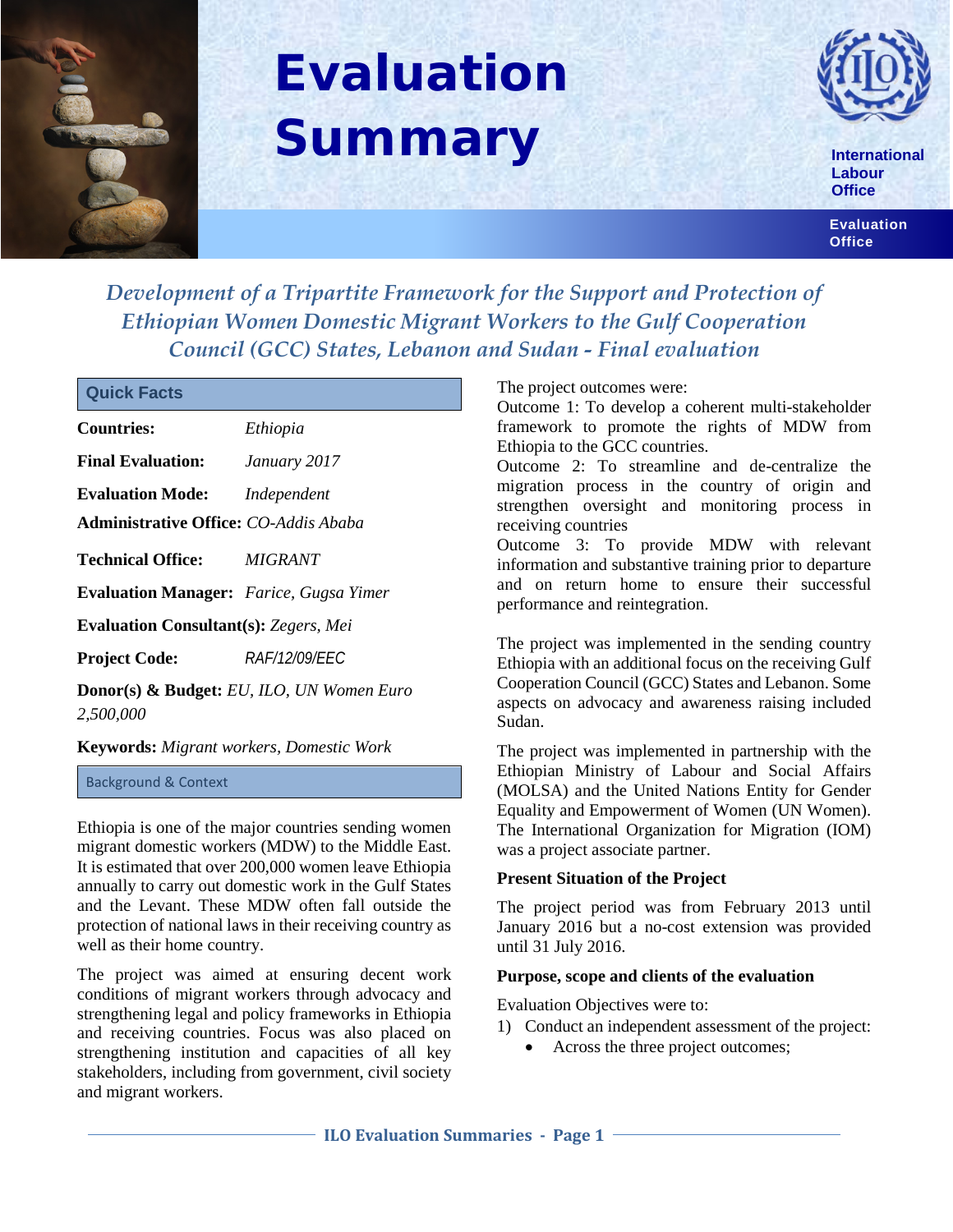# Evaluation Summary

International Labour Office

Evaluation Office

## *Development of a Tripartite Framework for the Support and Protection of Ethiopian Women Domestic Migrant Workers to the Gulf Cooperation Council (GCC) States, Lebanon and Sudan - Final evaluation*

### Quick Facts

**Countries:** *Ethiopia*

**Final Evaluation:** *January 2017*

**Evaluation Mode:** *Independent*

**Administrative Office:** *CO-Addis Ababa*

**Technical Office:** *MIGRANT*

**Evaluation Manager:** *Farice, Gugsa Yimer*

**Evaluation Consultant(s):** *Zegers, Mei*

**Project Code:** *RAF/12/09/EEC*

**Donor(s) & Budget:** *EU, ILO, UN Women Euro 2,500,000*

**Keywords:** *Migrant workers, Domestic Work*

### Background & Context

Ethiopia is one of the major countries sending women migrant domestic workers (MDW) to the Middle East. It is estimated that over 200,000 women leave Ethiopia annually to carry out domestic work in the Gulf States and the Levant. These MDW often fall outside the protection of national laws in their receiving country as well as their home country.

The project was aimed at ensuring decent work conditions of migrant workers through advocacy and strengthening legal and policy frameworks in Ethiopia and receiving countries. Focus was also placed on strengthening institution and capacities of all key stakeholders, including from government, civil society and migrant workers.

The project outcomes were:
Outcome 1: To develop a coherent multi-stakeholder framework to promote the rights of MDW from Ethiopia to the GCC countries.
Outcome 2: To streamline and de-centralize the migration process in the country of origin and strengthen oversight and monitoring process in receiving countries
Outcome 3: To provide MDW with relevant information and substantive training prior to departure and on return home to ensure their successful performance and reintegration.

The project was implemented in the sending country Ethiopia with an additional focus on the receiving Gulf Cooperation Council (GCC) States and Lebanon. Some aspects on advocacy and awareness raising included Sudan.

The project was implemented in partnership with the Ethiopian Ministry of Labour and Social Affairs (MOLSA) and the United Nations Entity for Gender Equality and Empowerment of Women (UN Women). The International Organization for Migration (IOM) was a project associate partner.

#### Present Situation of the Project

The project period was from February 2013 until January 2016 but a no-cost extension was provided until 31 July 2016.

#### Purpose, scope and clients of the evaluation

Evaluation Objectives were to:

1) Conduct an independent assessment of the project:
   - Across the three project outcomes;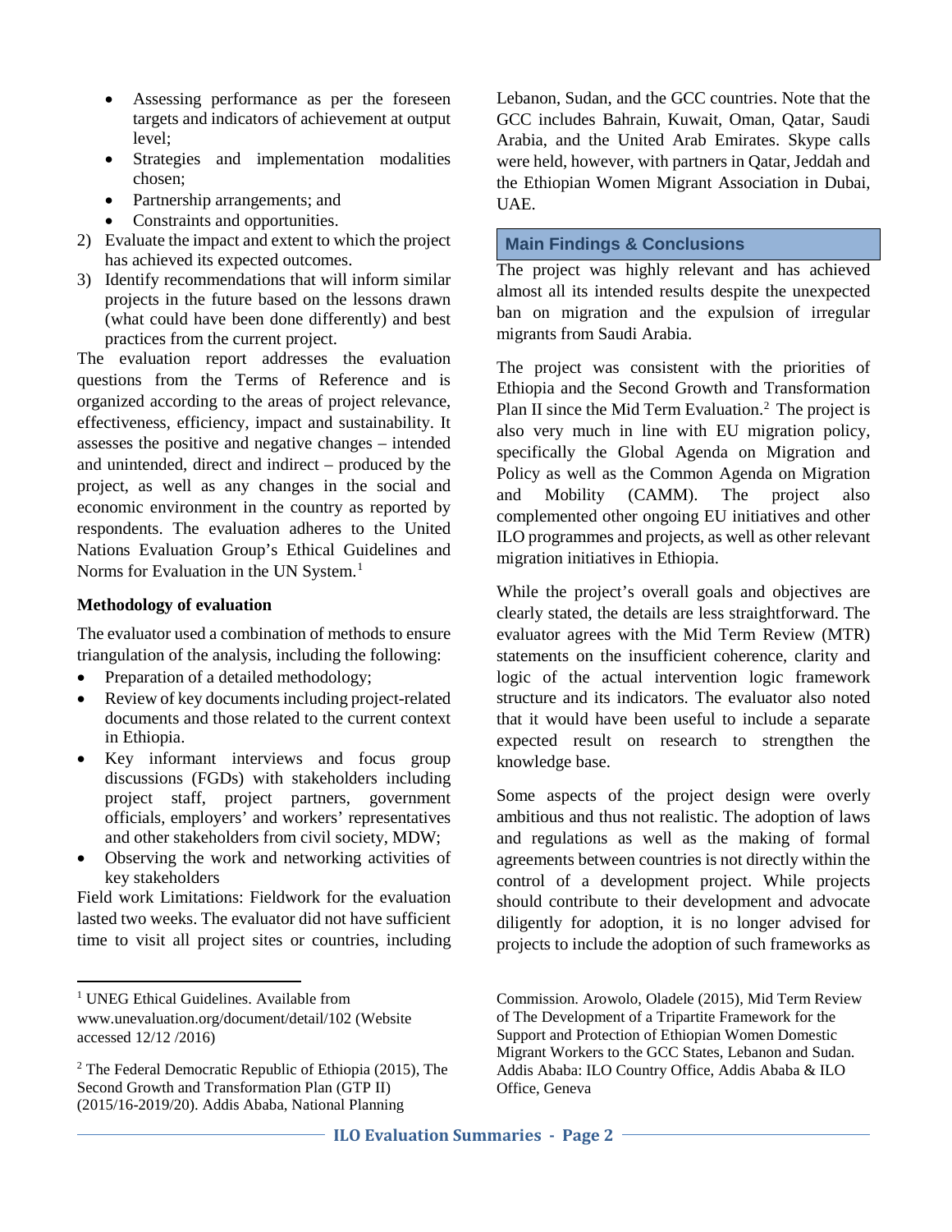- Assessing performance as per the foreseen targets and indicators of achievement at output level;
- Strategies and implementation modalities chosen;
- Partnership arrangements; and
- Constraints and opportunities.

2) Evaluate the impact and extent to which the project has achieved its expected outcomes.
3) Identify recommendations that will inform similar projects in the future based on the lessons drawn (what could have been done differently) and best practices from the current project.

The evaluation report addresses the evaluation questions from the Terms of Reference and is organized according to the areas of project relevance, effectiveness, efficiency, impact and sustainability. It assesses the positive and negative changes – intended and unintended, direct and indirect – produced by the project, as well as any changes in the social and economic environment in the country as reported by respondents. The evaluation adheres to the United Nations Evaluation Group's Ethical Guidelines and Norms for Evaluation in the UN System.[1]

**Methodology of evaluation**

The evaluator used a combination of methods to ensure triangulation of the analysis, including the following:

- Preparation of a detailed methodology;
- Review of key documents including project-related documents and those related to the current context in Ethiopia.
- Key informant interviews and focus group discussions (FGDs) with stakeholders including project staff, project partners, government officials, employers' and workers' representatives and other stakeholders from civil society, MDW;
- Observing the work and networking activities of key stakeholders

Field work Limitations: Fieldwork for the evaluation lasted two weeks. The evaluator did not have sufficient time to visit all project sites or countries, including Lebanon, Sudan, and the GCC countries. Note that the GCC includes Bahrain, Kuwait, Oman, Qatar, Saudi Arabia, and the United Arab Emirates. Skype calls were held, however, with partners in Qatar, Jeddah and the Ethiopian Women Migrant Association in Dubai, UAE.

## Main Findings & Conclusions

The project was highly relevant and has achieved almost all its intended results despite the unexpected ban on migration and the expulsion of irregular migrants from Saudi Arabia.

The project was consistent with the priorities of Ethiopia and the Second Growth and Transformation Plan II since the Mid Term Evaluation.[2] The project is also very much in line with EU migration policy, specifically the Global Agenda on Migration and Policy as well as the Common Agenda on Migration and Mobility (CAMM). The project also complemented other ongoing EU initiatives and other ILO programmes and projects, as well as other relevant migration initiatives in Ethiopia.

While the project's overall goals and objectives are clearly stated, the details are less straightforward. The evaluator agrees with the Mid Term Review (MTR) statements on the insufficient coherence, clarity and logic of the actual intervention logic framework structure and its indicators. The evaluator also noted that it would have been useful to include a separate expected result on research to strengthen the knowledge base.

Some aspects of the project design were overly ambitious and thus not realistic. The adoption of laws and regulations as well as the making of formal agreements between countries is not directly within the control of a development project. While projects should contribute to their development and advocate diligently for adoption, it is no longer advised for projects to include the adoption of such frameworks as

---

[1] UNEG Ethical Guidelines. Available from www.unevaluation.org/document/detail/102 (Website accessed 12/12 /2016)

[2] The Federal Democratic Republic of Ethiopia (2015), The Second Growth and Transformation Plan (GTP II) (2015/16-2019/20). Addis Ababa, National Planning Commission. Arowolo, Oladele (2015), Mid Term Review of The Development of a Tripartite Framework for the Support and Protection of Ethiopian Women Domestic Migrant Workers to the GCC States, Lebanon and Sudan. Addis Ababa: ILO Country Office, Addis Ababa & ILO Office, Geneva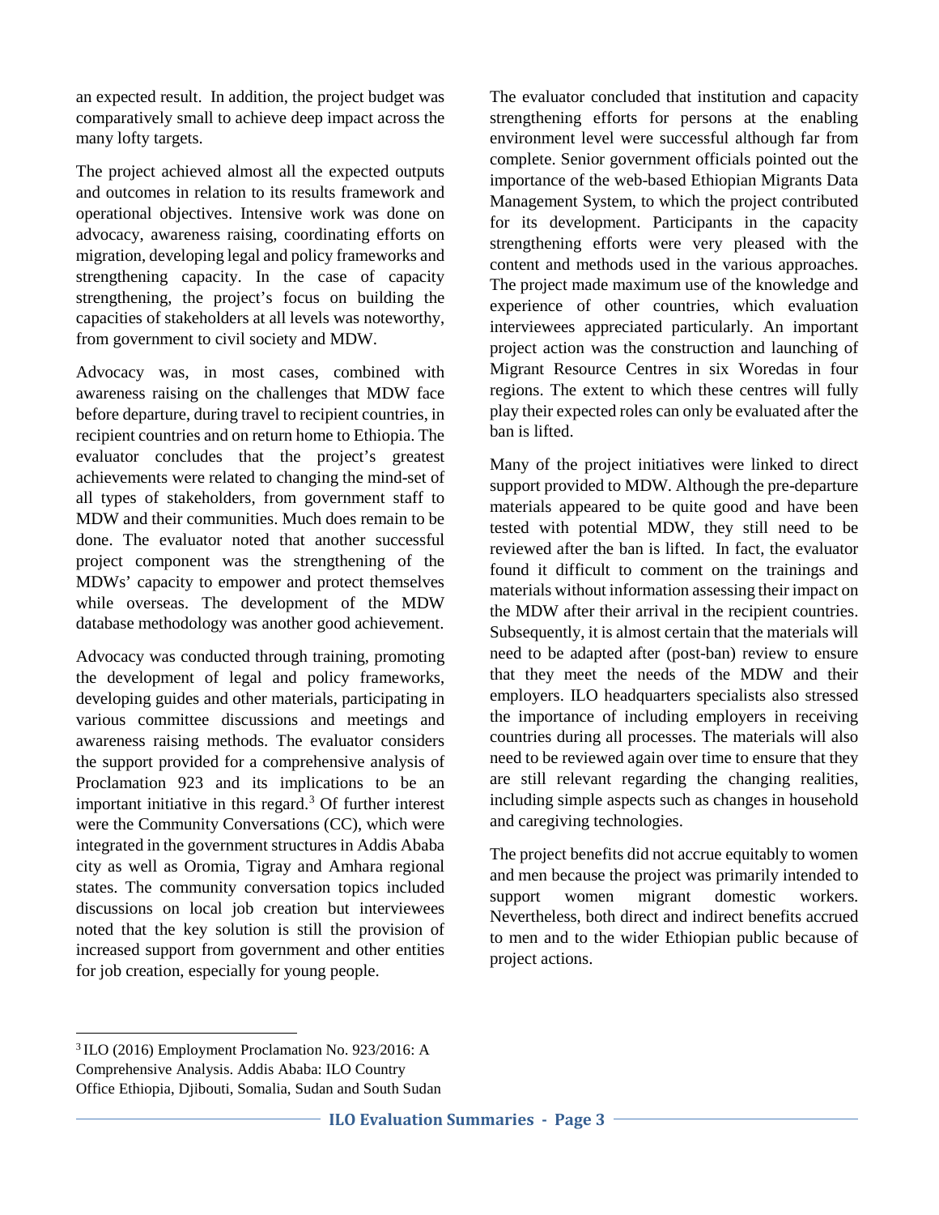an expected result. In addition, the project budget was comparatively small to achieve deep impact across the many lofty targets.

The project achieved almost all the expected outputs and outcomes in relation to its results framework and operational objectives. Intensive work was done on advocacy, awareness raising, coordinating efforts on migration, developing legal and policy frameworks and strengthening capacity. In the case of capacity strengthening, the project's focus on building the capacities of stakeholders at all levels was noteworthy, from government to civil society and MDW.

Advocacy was, in most cases, combined with awareness raising on the challenges that MDW face before departure, during travel to recipient countries, in recipient countries and on return home to Ethiopia. The evaluator concludes that the project's greatest achievements were related to changing the mind-set of all types of stakeholders, from government staff to MDW and their communities. Much does remain to be done. The evaluator noted that another successful project component was the strengthening of the MDWs' capacity to empower and protect themselves while overseas. The development of the MDW database methodology was another good achievement.

Advocacy was conducted through training, promoting the development of legal and policy frameworks, developing guides and other materials, participating in various committee discussions and meetings and awareness raising methods. The evaluator considers the support provided for a comprehensive analysis of Proclamation 923 and its implications to be an important initiative in this regard.[3] Of further interest were the Community Conversations (CC), which were integrated in the government structures in Addis Ababa city as well as Oromia, Tigray and Amhara regional states. The community conversation topics included discussions on local job creation but interviewees noted that the key solution is still the provision of increased support from government and other entities for job creation, especially for young people.

The evaluator concluded that institution and capacity strengthening efforts for persons at the enabling environment level were successful although far from complete. Senior government officials pointed out the importance of the web-based Ethiopian Migrants Data Management System, to which the project contributed for its development. Participants in the capacity strengthening efforts were very pleased with the content and methods used in the various approaches. The project made maximum use of the knowledge and experience of other countries, which evaluation interviewees appreciated particularly. An important project action was the construction and launching of Migrant Resource Centres in six Woredas in four regions. The extent to which these centres will fully play their expected roles can only be evaluated after the ban is lifted.

Many of the project initiatives were linked to direct support provided to MDW. Although the pre-departure materials appeared to be quite good and have been tested with potential MDW, they still need to be reviewed after the ban is lifted. In fact, the evaluator found it difficult to comment on the trainings and materials without information assessing their impact on the MDW after their arrival in the recipient countries. Subsequently, it is almost certain that the materials will need to be adapted after (post-ban) review to ensure that they meet the needs of the MDW and their employers. ILO headquarters specialists also stressed the importance of including employers in receiving countries during all processes. The materials will also need to be reviewed again over time to ensure that they are still relevant regarding the changing realities, including simple aspects such as changes in household and caregiving technologies.

The project benefits did not accrue equitably to women and men because the project was primarily intended to support women migrant domestic workers. Nevertheless, both direct and indirect benefits accrued to men and to the wider Ethiopian public because of project actions.

---

[3] ILO (2016) Employment Proclamation No. 923/2016: A Comprehensive Analysis. Addis Ababa: ILO Country Office Ethiopia, Djibouti, Somalia, Sudan and South Sudan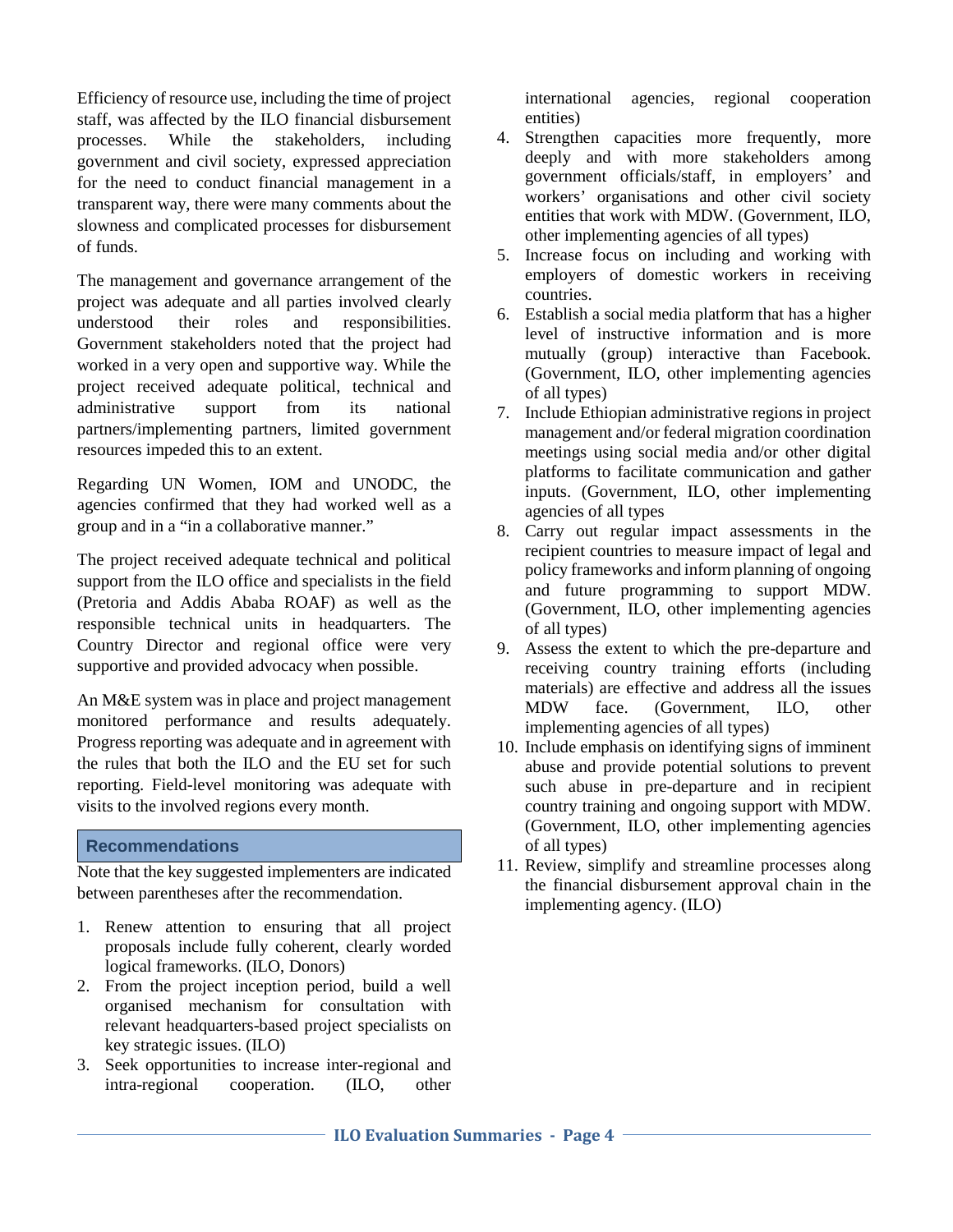Efficiency of resource use, including the time of project staff, was affected by the ILO financial disbursement processes. While the stakeholders, including government and civil society, expressed appreciation for the need to conduct financial management in a transparent way, there were many comments about the slowness and complicated processes for disbursement of funds.

The management and governance arrangement of the project was adequate and all parties involved clearly understood their roles and responsibilities. Government stakeholders noted that the project had worked in a very open and supportive way. While the project received adequate political, technical and administrative support from its national partners/implementing partners, limited government resources impeded this to an extent.

Regarding UN Women, IOM and UNODC, the agencies confirmed that they had worked well as a group and in a "in a collaborative manner."

The project received adequate technical and political support from the ILO office and specialists in the field (Pretoria and Addis Ababa ROAF) as well as the responsible technical units in headquarters. The Country Director and regional office were very supportive and provided advocacy when possible.

An M&E system was in place and project management monitored performance and results adequately. Progress reporting was adequate and in agreement with the rules that both the ILO and the EU set for such reporting. Field-level monitoring was adequate with visits to the involved regions every month.

## Recommendations

Note that the key suggested implementers are indicated between parentheses after the recommendation.

1. Renew attention to ensuring that all project proposals include fully coherent, clearly worded logical frameworks. (ILO, Donors)
2. From the project inception period, build a well organised mechanism for consultation with relevant headquarters-based project specialists on key strategic issues. (ILO)
3. Seek opportunities to increase inter-regional and intra-regional cooperation. (ILO, other international agencies, regional cooperation entities)
4. Strengthen capacities more frequently, more deeply and with more stakeholders among government officials/staff, in employers' and workers' organisations and other civil society entities that work with MDW. (Government, ILO, other implementing agencies of all types)
5. Increase focus on including and working with employers of domestic workers in receiving countries.
6. Establish a social media platform that has a higher level of instructive information and is more mutually (group) interactive than Facebook. (Government, ILO, other implementing agencies of all types)
7. Include Ethiopian administrative regions in project management and/or federal migration coordination meetings using social media and/or other digital platforms to facilitate communication and gather inputs. (Government, ILO, other implementing agencies of all types
8. Carry out regular impact assessments in the recipient countries to measure impact of legal and policy frameworks and inform planning of ongoing and future programming to support MDW. (Government, ILO, other implementing agencies of all types)
9. Assess the extent to which the pre-departure and receiving country training efforts (including materials) are effective and address all the issues MDW face. (Government, ILO, other implementing agencies of all types)
10. Include emphasis on identifying signs of imminent abuse and provide potential solutions to prevent such abuse in pre-departure and in recipient country training and ongoing support with MDW. (Government, ILO, other implementing agencies of all types)
11. Review, simplify and streamline processes along the financial disbursement approval chain in the implementing agency. (ILO)